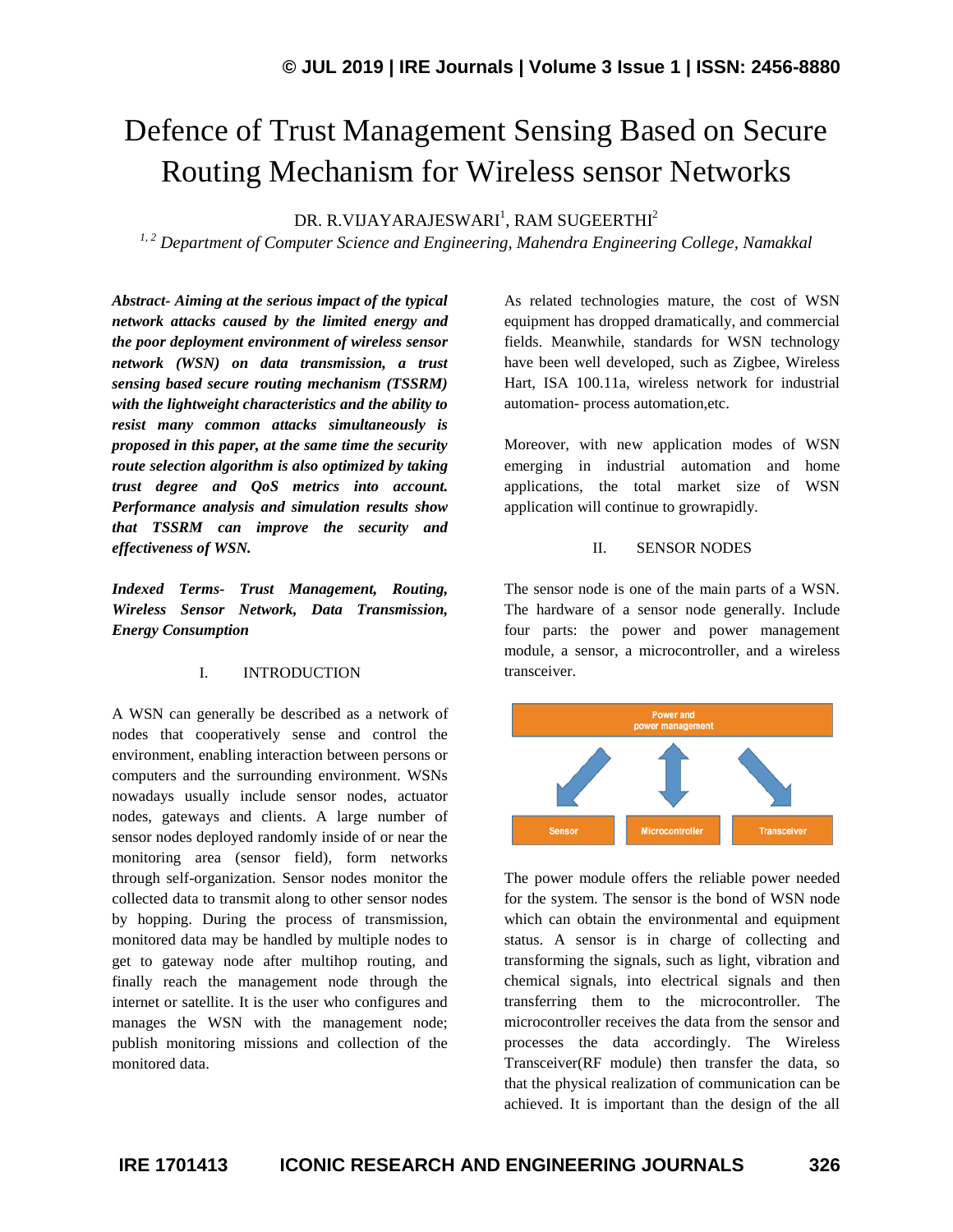# Defence of Trust Management Sensing Based on Secure Routing Mechanism for Wireless sensor Networks

DR. R.VIJAYARAJESWARI[1], RAM SUGEERTHI[2]

*[1, 2] Department of Computer Science and Engineering, Mahendra Engineering College, Namakkal*

***Abstract- Aiming at the serious impact of the typical network attacks caused by the limited energy and the poor deployment environment of wireless sensor network (WSN) on data transmission, a trust sensing based secure routing mechanism (TSSRM) with the lightweight characteristics and the ability to resist many common attacks simultaneously is proposed in this paper, at the same time the security route selection algorithm is also optimized by taking trust degree and QoS metrics into account. Performance analysis and simulation results show that TSSRM can improve the security and effectiveness of WSN.***

***Indexed Terms- Trust Management, Routing, Wireless Sensor Network, Data Transmission, Energy Consumption***

## I. INTRODUCTION

A WSN can generally be described as a network of nodes that cooperatively sense and control the environment, enabling interaction between persons or computers and the surrounding environment. WSNs nowadays usually include sensor nodes, actuator nodes, gateways and clients. A large number of sensor nodes deployed randomly inside of or near the monitoring area (sensor field), form networks through self-organization. Sensor nodes monitor the collected data to transmit along to other sensor nodes by hopping. During the process of transmission, monitored data may be handled by multiple nodes to get to gateway node after multihop routing, and finally reach the management node through the internet or satellite. It is the user who configures and manages the WSN with the management node; publish monitoring missions and collection of the monitored data.

As related technologies mature, the cost of WSN equipment has dropped dramatically, and commercial fields. Meanwhile, standards for WSN technology have been well developed, such as Zigbee, Wireless Hart, ISA 100.11a, wireless network for industrial automation- process automation,etc.

Moreover, with new application modes of WSN emerging in industrial automation and home applications, the total market size of WSN application will continue to growrapidly.

## II. SENSOR NODES

The sensor node is one of the main parts of a WSN. The hardware of a sensor node generally. Include four parts: the power and power management module, a sensor, a microcontroller, and a wireless transceiver.

Power and power management

Sensor | Microcontroller | Transceiver

The power module offers the reliable power needed for the system. The sensor is the bond of WSN node which can obtain the environmental and equipment status. A sensor is in charge of collecting and transforming the signals, such as light, vibration and chemical signals, into electrical signals and then transferring them to the microcontroller. The microcontroller receives the data from the sensor and processes the data accordingly. The Wireless Transceiver(RF module) then transfer the data, so that the physical realization of communication can be achieved. It is important than the design of the all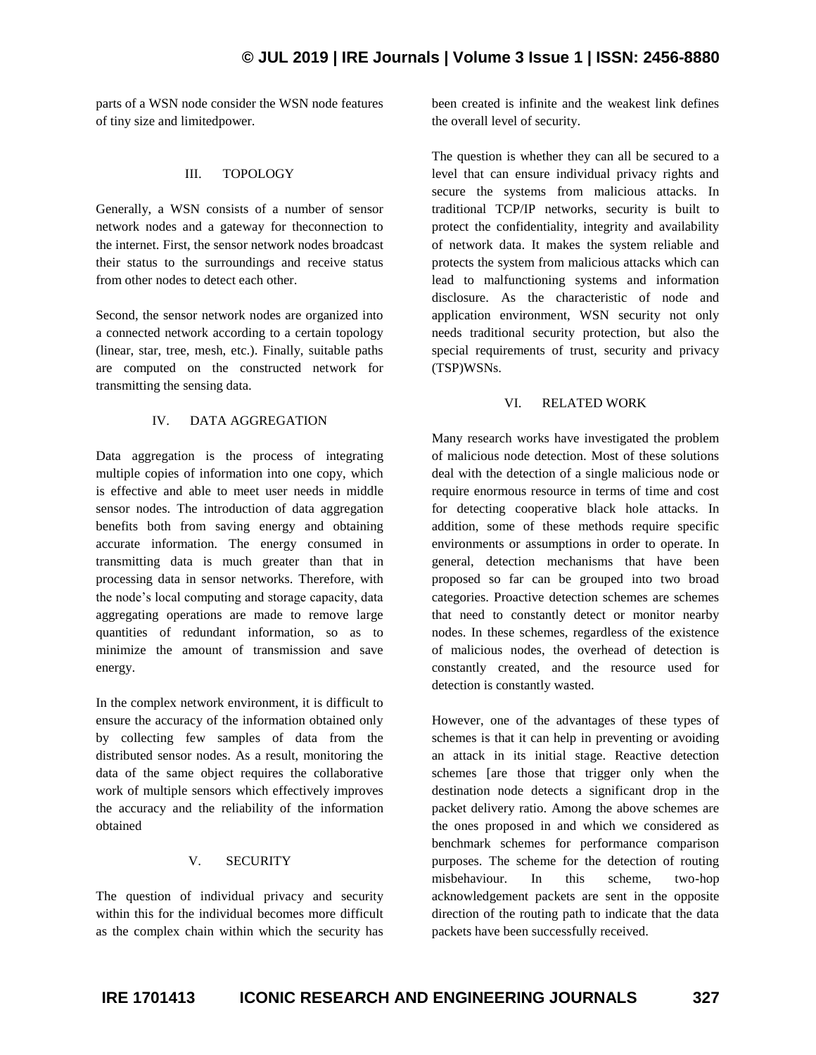parts of a WSN node consider the WSN node features of tiny size and limitedpower.

## III. TOPOLOGY

Generally, a WSN consists of a number of sensor network nodes and a gateway for theconnection to the internet. First, the sensor network nodes broadcast their status to the surroundings and receive status from other nodes to detect each other.

Second, the sensor network nodes are organized into a connected network according to a certain topology (linear, star, tree, mesh, etc.). Finally, suitable paths are computed on the constructed network for transmitting the sensing data.

## IV. DATA AGGREGATION

Data aggregation is the process of integrating multiple copies of information into one copy, which is effective and able to meet user needs in middle sensor nodes. The introduction of data aggregation benefits both from saving energy and obtaining accurate information. The energy consumed in transmitting data is much greater than that in processing data in sensor networks. Therefore, with the node's local computing and storage capacity, data aggregating operations are made to remove large quantities of redundant information, so as to minimize the amount of transmission and save energy.

In the complex network environment, it is difficult to ensure the accuracy of the information obtained only by collecting few samples of data from the distributed sensor nodes. As a result, monitoring the data of the same object requires the collaborative work of multiple sensors which effectively improves the accuracy and the reliability of the information obtained

## V. SECURITY

The question of individual privacy and security within this for the individual becomes more difficult as the complex chain within which the security has been created is infinite and the weakest link defines the overall level of security.

The question is whether they can all be secured to a level that can ensure individual privacy rights and secure the systems from malicious attacks. In traditional TCP/IP networks, security is built to protect the confidentiality, integrity and availability of network data. It makes the system reliable and protects the system from malicious attacks which can lead to malfunctioning systems and information disclosure. As the characteristic of node and application environment, WSN security not only needs traditional security protection, but also the special requirements of trust, security and privacy (TSP)WSNs.

## VI. RELATED WORK

Many research works have investigated the problem of malicious node detection. Most of these solutions deal with the detection of a single malicious node or require enormous resource in terms of time and cost for detecting cooperative black hole attacks. In addition, some of these methods require specific environments or assumptions in order to operate. In general, detection mechanisms that have been proposed so far can be grouped into two broad categories. Proactive detection schemes are schemes that need to constantly detect or monitor nearby nodes. In these schemes, regardless of the existence of malicious nodes, the overhead of detection is constantly created, and the resource used for detection is constantly wasted.

However, one of the advantages of these types of schemes is that it can help in preventing or avoiding an attack in its initial stage. Reactive detection schemes [are those that trigger only when the destination node detects a significant drop in the packet delivery ratio. Among the above schemes are the ones proposed in and which we considered as benchmark schemes for performance comparison purposes. The scheme for the detection of routing misbehaviour. In this scheme, two-hop acknowledgement packets are sent in the opposite direction of the routing path to indicate that the data packets have been successfully received.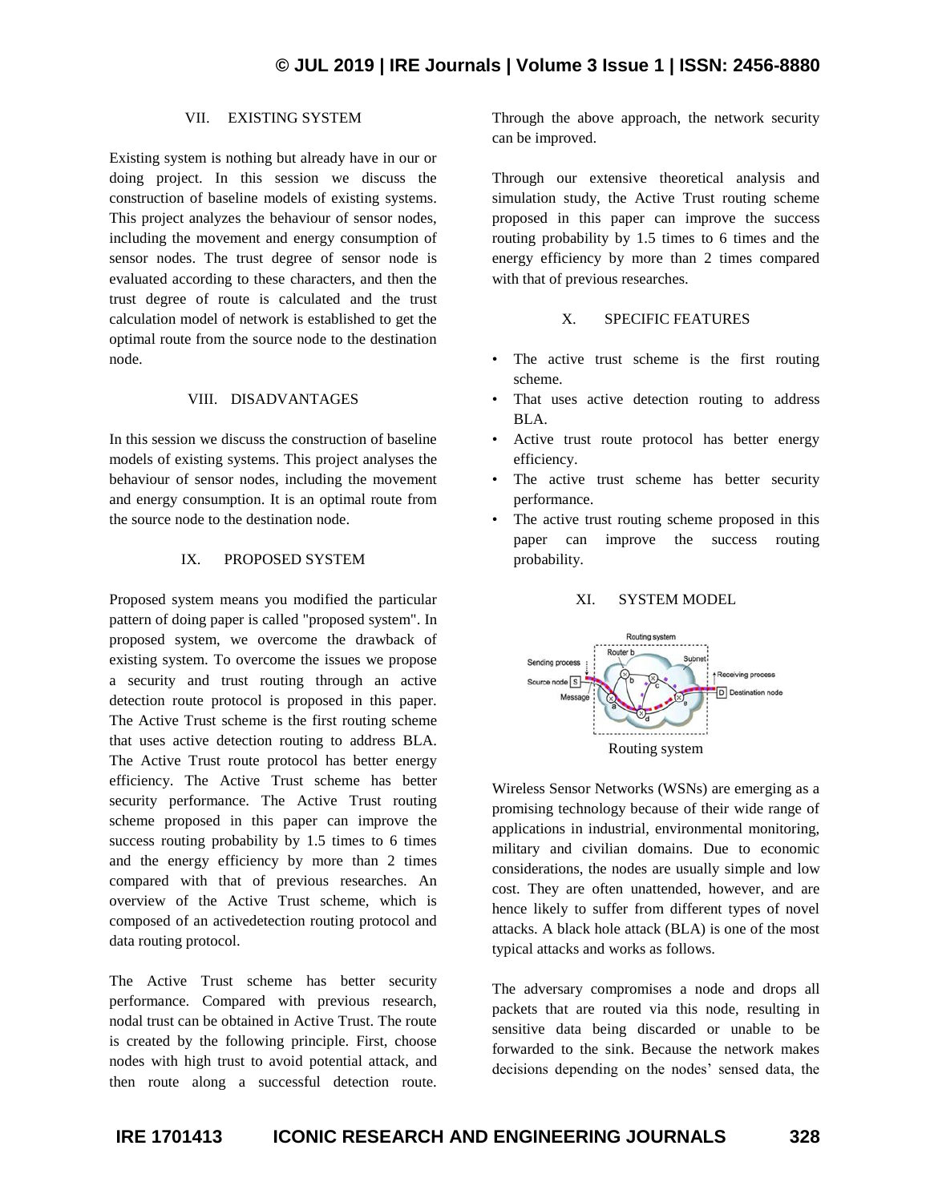## VII. EXISTING SYSTEM

Existing system is nothing but already have in our or doing project. In this session we discuss the construction of baseline models of existing systems. This project analyzes the behaviour of sensor nodes, including the movement and energy consumption of sensor nodes. The trust degree of sensor node is evaluated according to these characters, and then the trust degree of route is calculated and the trust calculation model of network is established to get the optimal route from the source node to the destination node.

## VIII. DISADVANTAGES

In this session we discuss the construction of baseline models of existing systems. This project analyses the behaviour of sensor nodes, including the movement and energy consumption. It is an optimal route from the source node to the destination node.

## IX. PROPOSED SYSTEM

Proposed system means you modified the particular pattern of doing paper is called "proposed system". In proposed system, we overcome the drawback of existing system. To overcome the issues we propose a security and trust routing through an active detection route protocol is proposed in this paper. The Active Trust scheme is the first routing scheme that uses active detection routing to address BLA. The Active Trust route protocol has better energy efficiency. The Active Trust scheme has better security performance. The Active Trust routing scheme proposed in this paper can improve the success routing probability by 1.5 times to 6 times and the energy efficiency by more than 2 times compared with that of previous researches. An overview of the Active Trust scheme, which is composed of an activedetection routing protocol and data routing protocol.

The Active Trust scheme has better security performance. Compared with previous research, nodal trust can be obtained in Active Trust. The route is created by the following principle. First, choose nodes with high trust to avoid potential attack, and then route along a successful detection route. Through the above approach, the network security can be improved.

Through our extensive theoretical analysis and simulation study, the Active Trust routing scheme proposed in this paper can improve the success routing probability by 1.5 times to 6 times and the energy efficiency by more than 2 times compared with that of previous researches.

## X. SPECIFIC FEATURES

- The active trust scheme is the first routing scheme.
- That uses active detection routing to address BLA.
- Active trust route protocol has better energy efficiency.
- The active trust scheme has better security performance.
- The active trust routing scheme proposed in this paper can improve the success routing probability.

## XI. SYSTEM MODEL

Routing system

Wireless Sensor Networks (WSNs) are emerging as a promising technology because of their wide range of applications in industrial, environmental monitoring, military and civilian domains. Due to economic considerations, the nodes are usually simple and low cost. They are often unattended, however, and are hence likely to suffer from different types of novel attacks. A black hole attack (BLA) is one of the most typical attacks and works as follows.

The adversary compromises a node and drops all packets that are routed via this node, resulting in sensitive data being discarded or unable to be forwarded to the sink. Because the network makes decisions depending on the nodes' sensed data, the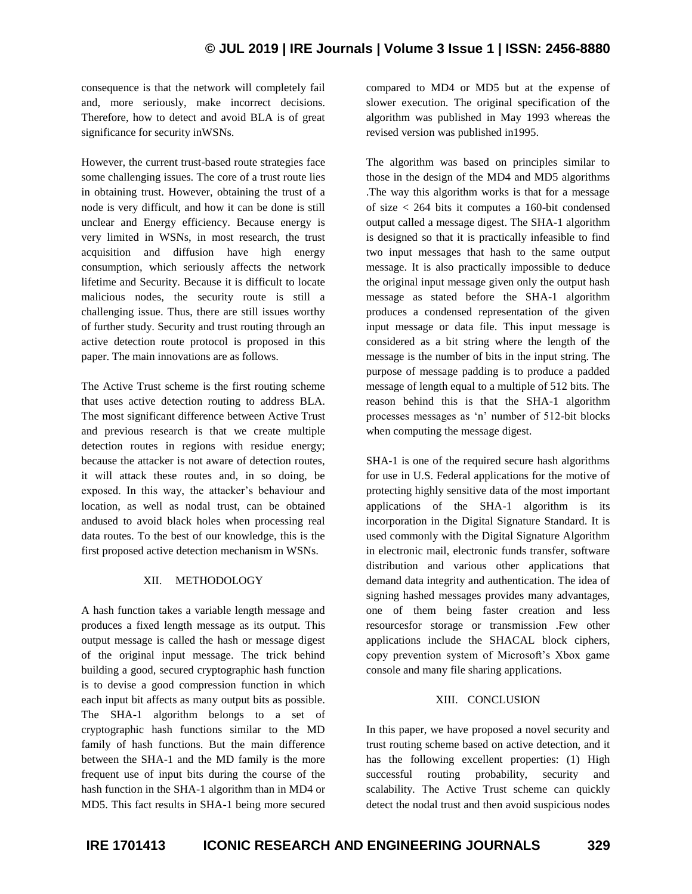consequence is that the network will completely fail and, more seriously, make incorrect decisions. Therefore, how to detect and avoid BLA is of great significance for security inWSNs.

However, the current trust-based route strategies face some challenging issues. The core of a trust route lies in obtaining trust. However, obtaining the trust of a node is very difficult, and how it can be done is still unclear and Energy efficiency. Because energy is very limited in WSNs, in most research, the trust acquisition and diffusion have high energy consumption, which seriously affects the network lifetime and Security. Because it is difficult to locate malicious nodes, the security route is still a challenging issue. Thus, there are still issues worthy of further study. Security and trust routing through an active detection route protocol is proposed in this paper. The main innovations are as follows.

The Active Trust scheme is the first routing scheme that uses active detection routing to address BLA. The most significant difference between Active Trust and previous research is that we create multiple detection routes in regions with residue energy; because the attacker is not aware of detection routes, it will attack these routes and, in so doing, be exposed. In this way, the attacker's behaviour and location, as well as nodal trust, can be obtained andused to avoid black holes when processing real data routes. To the best of our knowledge, this is the first proposed active detection mechanism in WSNs.

## XII. METHODOLOGY

A hash function takes a variable length message and produces a fixed length message as its output. This output message is called the hash or message digest of the original input message. The trick behind building a good, secured cryptographic hash function is to devise a good compression function in which each input bit affects as many output bits as possible. The SHA-1 algorithm belongs to a set of cryptographic hash functions similar to the MD family of hash functions. But the main difference between the SHA-1 and the MD family is the more frequent use of input bits during the course of the hash function in the SHA-1 algorithm than in MD4 or MD5. This fact results in SHA-1 being more secured compared to MD4 or MD5 but at the expense of slower execution. The original specification of the algorithm was published in May 1993 whereas the revised version was published in1995.

The algorithm was based on principles similar to those in the design of the MD4 and MD5 algorithms .The way this algorithm works is that for a message of size < 264 bits it computes a 160-bit condensed output called a message digest. The SHA-1 algorithm is designed so that it is practically infeasible to find two input messages that hash to the same output message. It is also practically impossible to deduce the original input message given only the output hash message as stated before the SHA-1 algorithm produces a condensed representation of the given input message or data file. This input message is considered as a bit string where the length of the message is the number of bits in the input string. The purpose of message padding is to produce a padded message of length equal to a multiple of 512 bits. The reason behind this is that the SHA-1 algorithm processes messages as 'n' number of 512-bit blocks when computing the message digest.

SHA-1 is one of the required secure hash algorithms for use in U.S. Federal applications for the motive of protecting highly sensitive data of the most important applications of the SHA-1 algorithm is its incorporation in the Digital Signature Standard. It is used commonly with the Digital Signature Algorithm in electronic mail, electronic funds transfer, software distribution and various other applications that demand data integrity and authentication. The idea of signing hashed messages provides many advantages, one of them being faster creation and less resourcesfor storage or transmission .Few other applications include the SHACAL block ciphers, copy prevention system of Microsoft's Xbox game console and many file sharing applications.

## XIII. CONCLUSION

In this paper, we have proposed a novel security and trust routing scheme based on active detection, and it has the following excellent properties: (1) High successful routing probability, security and scalability. The Active Trust scheme can quickly detect the nodal trust and then avoid suspicious nodes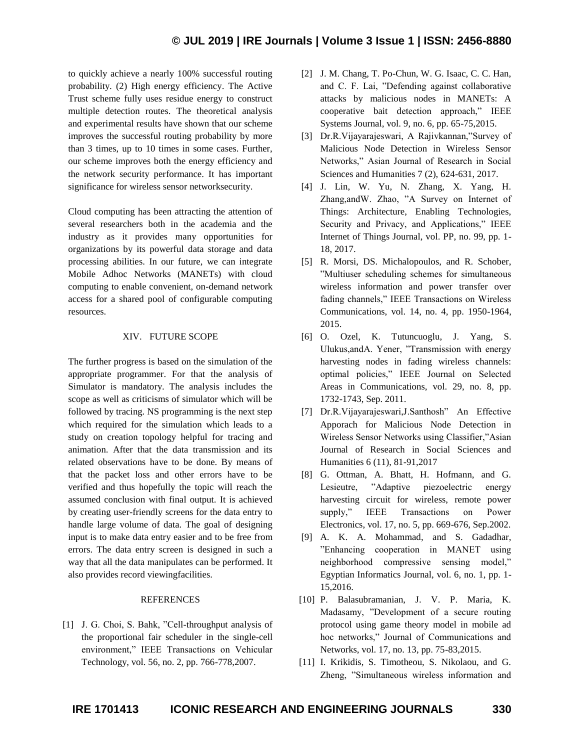to quickly achieve a nearly 100% successful routing probability. (2) High energy efficiency. The Active Trust scheme fully uses residue energy to construct multiple detection routes. The theoretical analysis and experimental results have shown that our scheme improves the successful routing probability by more than 3 times, up to 10 times in some cases. Further, our scheme improves both the energy efficiency and the network security performance. It has important significance for wireless sensor networksecurity.

Cloud computing has been attracting the attention of several researchers both in the academia and the industry as it provides many opportunities for organizations by its powerful data storage and data processing abilities. In our future, we can integrate Mobile Adhoc Networks (MANETs) with cloud computing to enable convenient, on-demand network access for a shared pool of configurable computing resources.

## XIV. FUTURE SCOPE

The further progress is based on the simulation of the appropriate programmer. For that the analysis of Simulator is mandatory. The analysis includes the scope as well as criticisms of simulator which will be followed by tracing. NS programming is the next step which required for the simulation which leads to a study on creation topology helpful for tracing and animation. After that the data transmission and its related observations have to be done. By means of that the packet loss and other errors have to be verified and thus hopefully the topic will reach the assumed conclusion with final output. It is achieved by creating user-friendly screens for the data entry to handle large volume of data. The goal of designing input is to make data entry easier and to be free from errors. The data entry screen is designed in such a way that all the data manipulates can be performed. It also provides record viewingfacilities.

## REFERENCES

[1] J. G. Choi, S. Bahk, "Cell-throughput analysis of the proportional fair scheduler in the single-cell environment," IEEE Transactions on Vehicular Technology, vol. 56, no. 2, pp. 766-778,2007.

[2] J. M. Chang, T. Po-Chun, W. G. Isaac, C. C. Han, and C. F. Lai, "Defending against collaborative attacks by malicious nodes in MANETs: A cooperative bait detection approach," IEEE Systems Journal, vol. 9, no. 6, pp. 65-75,2015.

[3] Dr.R.Vijayarajeswari, A Rajivkannan,"Survey of Malicious Node Detection in Wireless Sensor Networks," Asian Journal of Research in Social Sciences and Humanities 7 (2), 624-631, 2017.

[4] J. Lin, W. Yu, N. Zhang, X. Yang, H. Zhang,andW. Zhao, "A Survey on Internet of Things: Architecture, Enabling Technologies, Security and Privacy, and Applications," IEEE Internet of Things Journal, vol. PP, no. 99, pp. 1-18, 2017.

[5] R. Morsi, DS. Michalopoulos, and R. Schober, "Multiuser scheduling schemes for simultaneous wireless information and power transfer over fading channels," IEEE Transactions on Wireless Communications, vol. 14, no. 4, pp. 1950-1964, 2015.

[6] O. Ozel, K. Tutuncuoglu, J. Yang, S. Ulukus,andA. Yener, "Transmission with energy harvesting nodes in fading wireless channels: optimal policies," IEEE Journal on Selected Areas in Communications, vol. 29, no. 8, pp. 1732-1743, Sep. 2011.

[7] Dr.R.Vijayarajeswari,J.Santhosh" An Effective Apporach for Malicious Node Detection in Wireless Sensor Networks using Classifier,"Asian Journal of Research in Social Sciences and Humanities 6 (11), 81-91,2017

[8] G. Ottman, A. Bhatt, H. Hofmann, and G. Lesieutre, "Adaptive piezoelectric energy harvesting circuit for wireless, remote power supply," IEEE Transactions on Power Electronics, vol. 17, no. 5, pp. 669-676, Sep.2002.

[9] A. K. A. Mohammad, and S. Gadadhar, "Enhancing cooperation in MANET using neighborhood compressive sensing model," Egyptian Informatics Journal, vol. 6, no. 1, pp. 1-15,2016.

[10] P. Balasubramanian, J. V. P. Maria, K. Madasamy, "Development of a secure routing protocol using game theory model in mobile ad hoc networks," Journal of Communications and Networks, vol. 17, no. 13, pp. 75-83,2015.

[11] I. Krikidis, S. Timotheou, S. Nikolaou, and G. Zheng, "Simultaneous wireless information and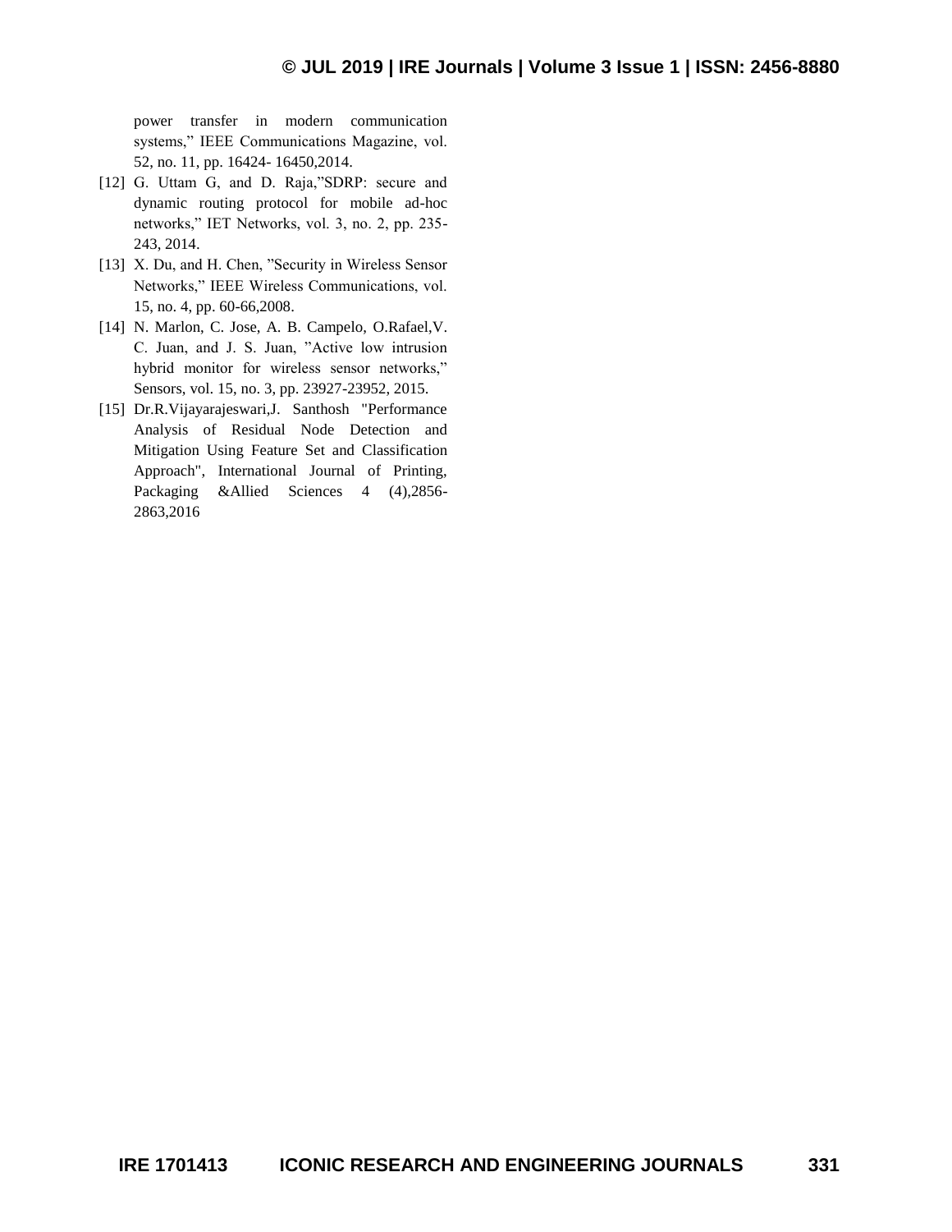power transfer in modern communication systems," IEEE Communications Magazine, vol. 52, no. 11, pp. 16424- 16450,2014.

[12] G. Uttam G, and D. Raja,"SDRP: secure and dynamic routing protocol for mobile ad-hoc networks," IET Networks, vol. 3, no. 2, pp. 235-243, 2014.

[13] X. Du, and H. Chen, "Security in Wireless Sensor Networks," IEEE Wireless Communications, vol. 15, no. 4, pp. 60-66,2008.

[14] N. Marlon, C. Jose, A. B. Campelo, O.Rafael,V. C. Juan, and J. S. Juan, "Active low intrusion hybrid monitor for wireless sensor networks," Sensors, vol. 15, no. 3, pp. 23927-23952, 2015.

[15] Dr.R.Vijayarajeswari,J. Santhosh "Performance Analysis of Residual Node Detection and Mitigation Using Feature Set and Classification Approach", International Journal of Printing, Packaging &Allied Sciences 4 (4),2856-2863,2016